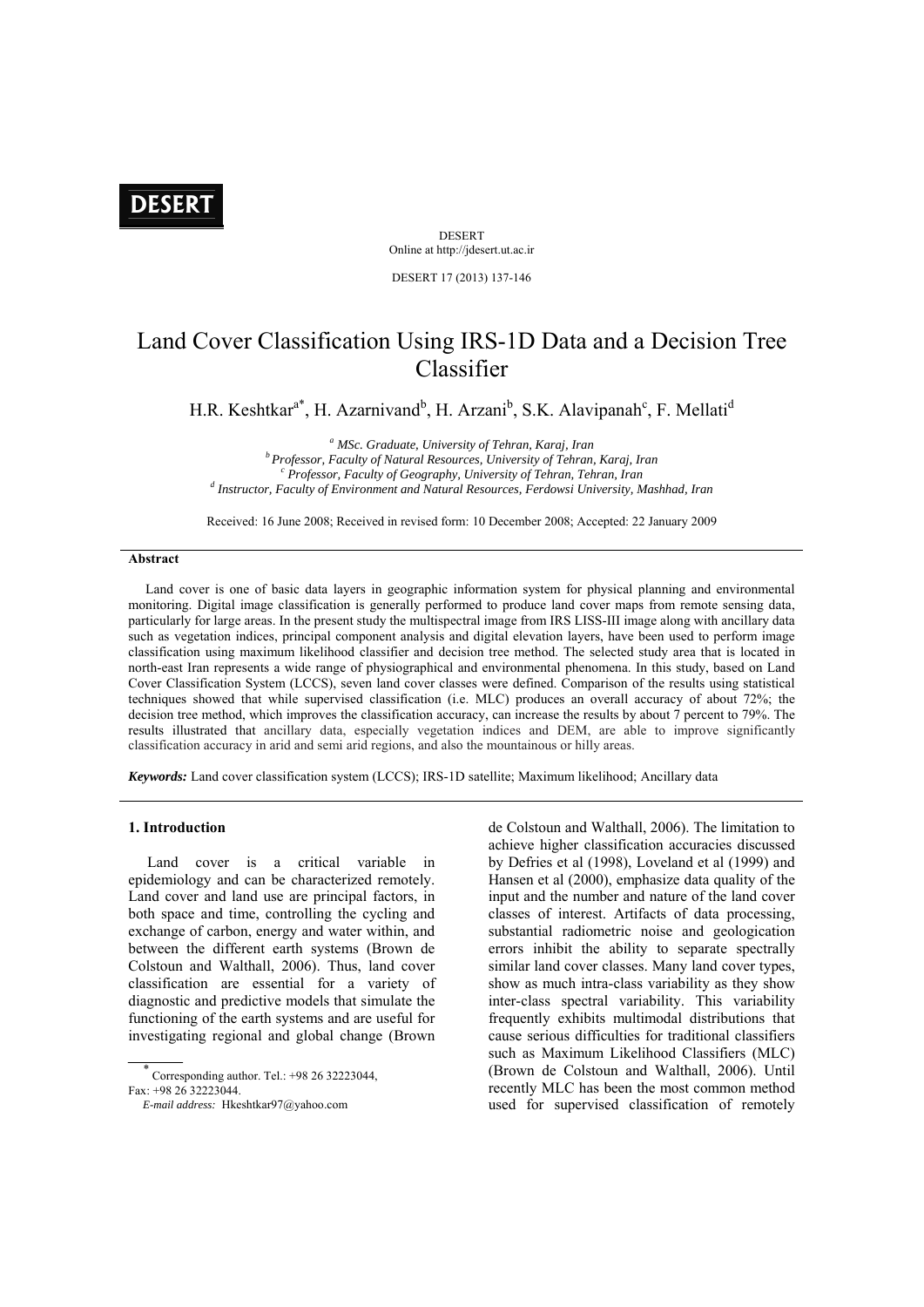# Land Cover Classification Using IRS-1D Data and a Decision Tree Classifier

H.R. Keshtkar[a*], H. Azarnivand[b], H. Arzani[b], S.K. Alavipanah[c], F. Mellati[d]

[a] *MSc. Graduate, University of Tehran, Karaj, Iran*
[b] *Professor, Faculty of Natural Resources, University of Tehran, Karaj, Iran*
[c] *Professor, Faculty of Geography, University of Tehran, Tehran, Iran*
[d] *Instructor, Faculty of Environment and Natural Resources, Ferdowsi University, Mashhad, Iran*

Received: 16 June 2008; Received in revised form: 10 December 2008; Accepted: 22 January 2009

## Abstract

Land cover is one of basic data layers in geographic information system for physical planning and environmental monitoring. Digital image classification is generally performed to produce land cover maps from remote sensing data, particularly for large areas. In the present study the multispectral image from IRS LISS-III image along with ancillary data such as vegetation indices, principal component analysis and digital elevation layers, have been used to perform image classification using maximum likelihood classifier and decision tree method. The selected study area that is located in north-east Iran represents a wide range of physiographical and environmental phenomena. In this study, based on Land Cover Classification System (LCCS), seven land cover classes were defined. Comparison of the results using statistical techniques showed that while supervised classification (i.e. MLC) produces an overall accuracy of about 72%; the decision tree method, which improves the classification accuracy, can increase the results by about 7 percent to 79%. The results illustrated that ancillary data, especially vegetation indices and DEM, are able to improve significantly classification accuracy in arid and semi arid regions, and also the mountainous or hilly areas.

***Keywords:*** Land cover classification system (LCCS); IRS-1D satellite; Maximum likelihood; Ancillary data

## 1. Introduction

Land cover is a critical variable in epidemiology and can be characterized remotely. Land cover and land use are principal factors, in both space and time, controlling the cycling and exchange of carbon, energy and water within, and between the different earth systems (Brown de Colstoun and Walthall, 2006). Thus, land cover classification are essential for a variety of diagnostic and predictive models that simulate the functioning of the earth systems and are useful for investigating regional and global change (Brown de Colstoun and Walthall, 2006). The limitation to achieve higher classification accuracies discussed by Defries et al (1998), Loveland et al (1999) and Hansen et al (2000), emphasize data quality of the input and the number and nature of the land cover classes of interest. Artifacts of data processing, substantial radiometric noise and geolocation errors inhibit the ability to separate spectrally similar land cover classes. Many land cover types, show as much intra-class variability as they show inter-class spectral variability. This variability frequently exhibits multimodal distributions that cause serious difficulties for traditional classifiers such as Maximum Likelihood Classifiers (MLC) (Brown de Colstoun and Walthall, 2006). Until recently MLC has been the most common method used for supervised classification of remotely

* Corresponding author. Tel.: +98 26 32223044, Fax: +98 26 32223044.
*E-mail address:* Hkeshtkar97@yahoo.com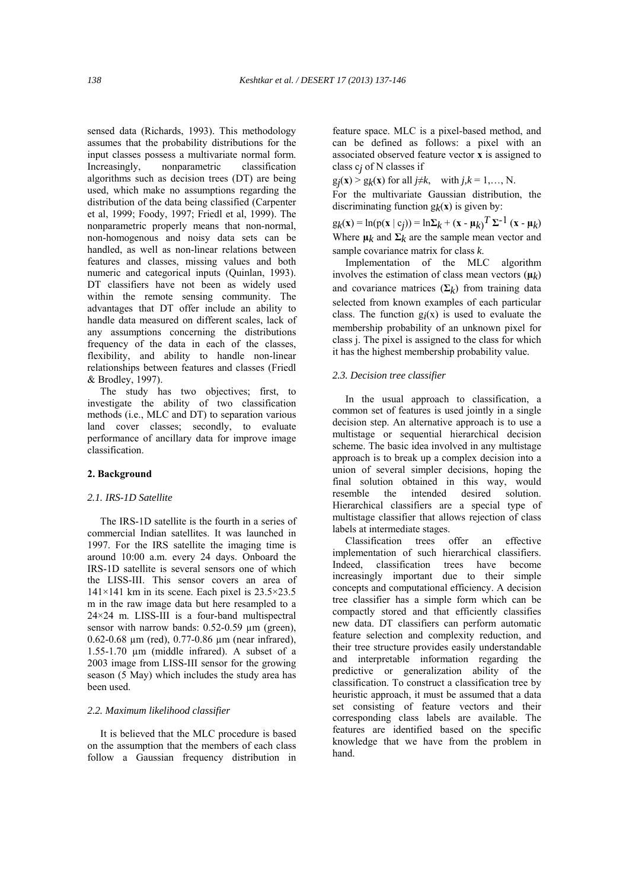sensed data (Richards, 1993). This methodology assumes that the probability distributions for the input classes possess a multivariate normal form. Increasingly, nonparametric classification algorithms such as decision trees (DT) are being used, which make no assumptions regarding the distribution of the data being classified (Carpenter et al, 1999; Foody, 1997; Friedl et al, 1999). The nonparametric properly means that non-normal, non-homogenous and noisy data sets can be handled, as well as non-linear relations between features and classes, missing values and both numeric and categorical inputs (Quinlan, 1993). DT classifiers have not been as widely used within the remote sensing community. The advantages that DT offer include an ability to handle data measured on different scales, lack of any assumptions concerning the distributions frequency of the data in each of the classes, flexibility, and ability to handle non-linear relationships between features and classes (Friedl & Brodley, 1997).

The study has two objectives; first, to investigate the ability of two classification methods (i.e., MLC and DT) to separation various land cover classes; secondly, to evaluate performance of ancillary data for improve image classification.

## 2. Background

### 2.1. IRS-1D Satellite

The IRS-1D satellite is the fourth in a series of commercial Indian satellites. It was launched in 1997. For the IRS satellite the imaging time is around 10:00 a.m. every 24 days. Onboard the IRS-1D satellite is several sensors one of which the LISS-III. This sensor covers an area of 141×141 km in its scene. Each pixel is 23.5×23.5 m in the raw image data but here resampled to a 24×24 m. LISS-III is a four-band multispectral sensor with narrow bands: 0.52-0.59 µm (green), 0.62-0.68 µm (red), 0.77-0.86 µm (near infrared), 1.55-1.70 µm (middle infrared). A subset of a 2003 image from LISS-III sensor for the growing season (5 May) which includes the study area has been used.

### 2.2. Maximum likelihood classifier

It is believed that the MLC procedure is based on the assumption that the members of each class follow a Gaussian frequency distribution in feature space. MLC is a pixel-based method, and can be defined as follows: a pixel with an associated observed feature vector **x** is assigned to class $c_j$ of N classes if

$g_j(\mathbf{x}) > g_k(\mathbf{x})$ for all $j \neq k$, with $j,k = 1,\ldots, N$.

For the multivariate Gaussian distribution, the discriminating function $g_k(\mathbf{x})$ is given by:

$$g_k(\mathbf{x}) = \ln(p(\mathbf{x} \mid c_j)) = \ln\boldsymbol{\Sigma}_k + (\mathbf{x} - \boldsymbol{\mu}_k)^T \boldsymbol{\Sigma}^{-1} (\mathbf{x} - \boldsymbol{\mu}_k)$$

Where $\boldsymbol{\mu}_k$ and $\boldsymbol{\Sigma}_k$ are the sample mean vector and sample covariance matrix for class *k*.

Implementation of the MLC algorithm involves the estimation of class mean vectors ($\boldsymbol{\mu}_k$) and covariance matrices ($\boldsymbol{\Sigma}_k$) from training data selected from known examples of each particular class. The function $g_i(x)$ is used to evaluate the membership probability of an unknown pixel for class j. The pixel is assigned to the class for which it has the highest membership probability value.

### 2.3. Decision tree classifier

In the usual approach to classification, a common set of features is used jointly in a single decision step. An alternative approach is to use a multistage or sequential hierarchical decision scheme. The basic idea involved in any multistage approach is to break up a complex decision into a union of several simpler decisions, hoping the final solution obtained in this way, would resemble the intended desired solution. Hierarchical classifiers are a special type of multistage classifier that allows rejection of class labels at intermediate stages.

Classification trees offer an effective implementation of such hierarchical classifiers. Indeed, classification trees have become increasingly important due to their simple concepts and computational efficiency. A decision tree classifier has a simple form which can be compactly stored and that efficiently classifies new data. DT classifiers can perform automatic feature selection and complexity reduction, and their tree structure provides easily understandable and interpretable information regarding the predictive or generalization ability of the classification. To construct a classification tree by heuristic approach, it must be assumed that a data set consisting of feature vectors and their corresponding class labels are available. The features are identified based on the specific knowledge that we have from the problem in hand.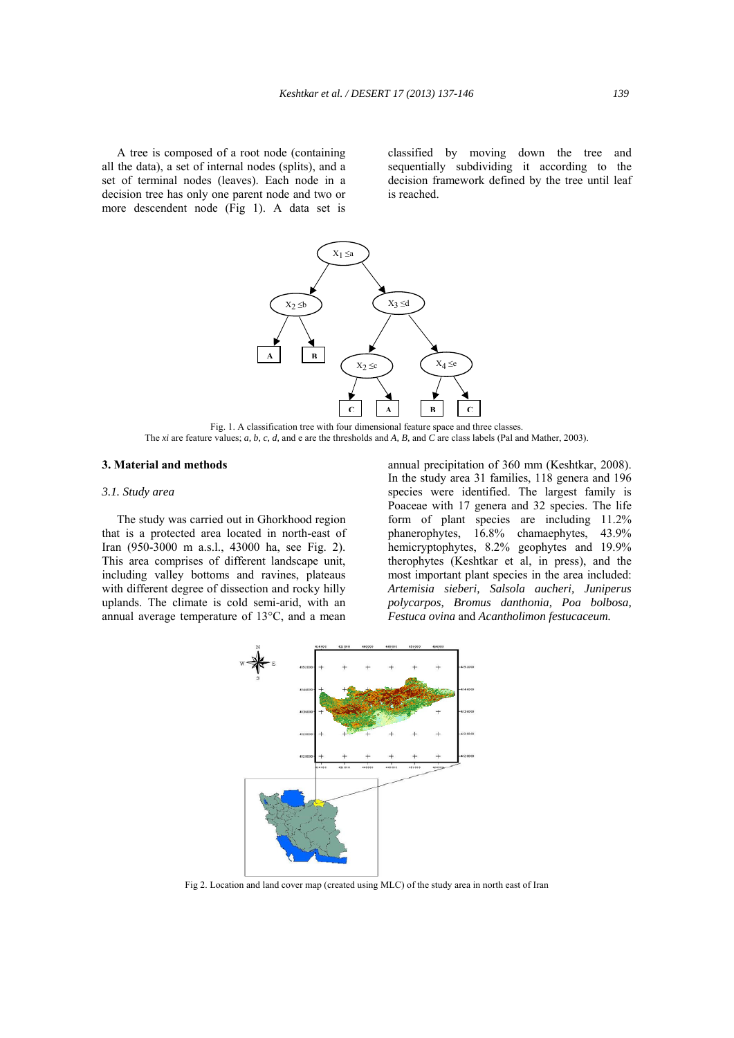A tree is composed of a root node (containing all the data), a set of internal nodes (splits), and a set of terminal nodes (leaves). Each node in a decision tree has only one parent node and two or more descendent node (Fig 1). A data set is classified by moving down the tree and sequentially subdividing it according to the decision framework defined by the tree until leaf is reached.

Fig. 1. A classification tree with four dimensional feature space and three classes. The *xi* are feature values; *a, b, c, d,* and e are the thresholds and *A, B,* and *C* are class labels (Pal and Mather, 2003).

## 3. Material and methods

### *3.1. Study area*

The study was carried out in Ghorkhood region that is a protected area located in north-east of Iran (950-3000 m a.s.l., 43000 ha, see Fig. 2). This area comprises of different landscape unit, including valley bottoms and ravines, plateaus with different degree of dissection and rocky hilly uplands. The climate is cold semi-arid, with an annual average temperature of 13°C, and a mean annual precipitation of 360 mm (Keshtkar, 2008). In the study area 31 families, 118 genera and 196 species were identified. The largest family is Poaceae with 17 genera and 32 species. The life form of plant species are including 11.2% phanerophytes, 16.8% chamaephytes, 43.9% hemicryptophytes, 8.2% geophytes and 19.9% therophytes (Keshtkar et al, in press), and the most important plant species in the area included: *Artemisia sieberi, Salsola aucheri, Juniperus polycarpos, Bromus danthonia, Poa bolbosa, Festuca ovina* and *Acantholimon festucaceum.*

Fig 2. Location and land cover map (created using MLC) of the study area in north east of Iran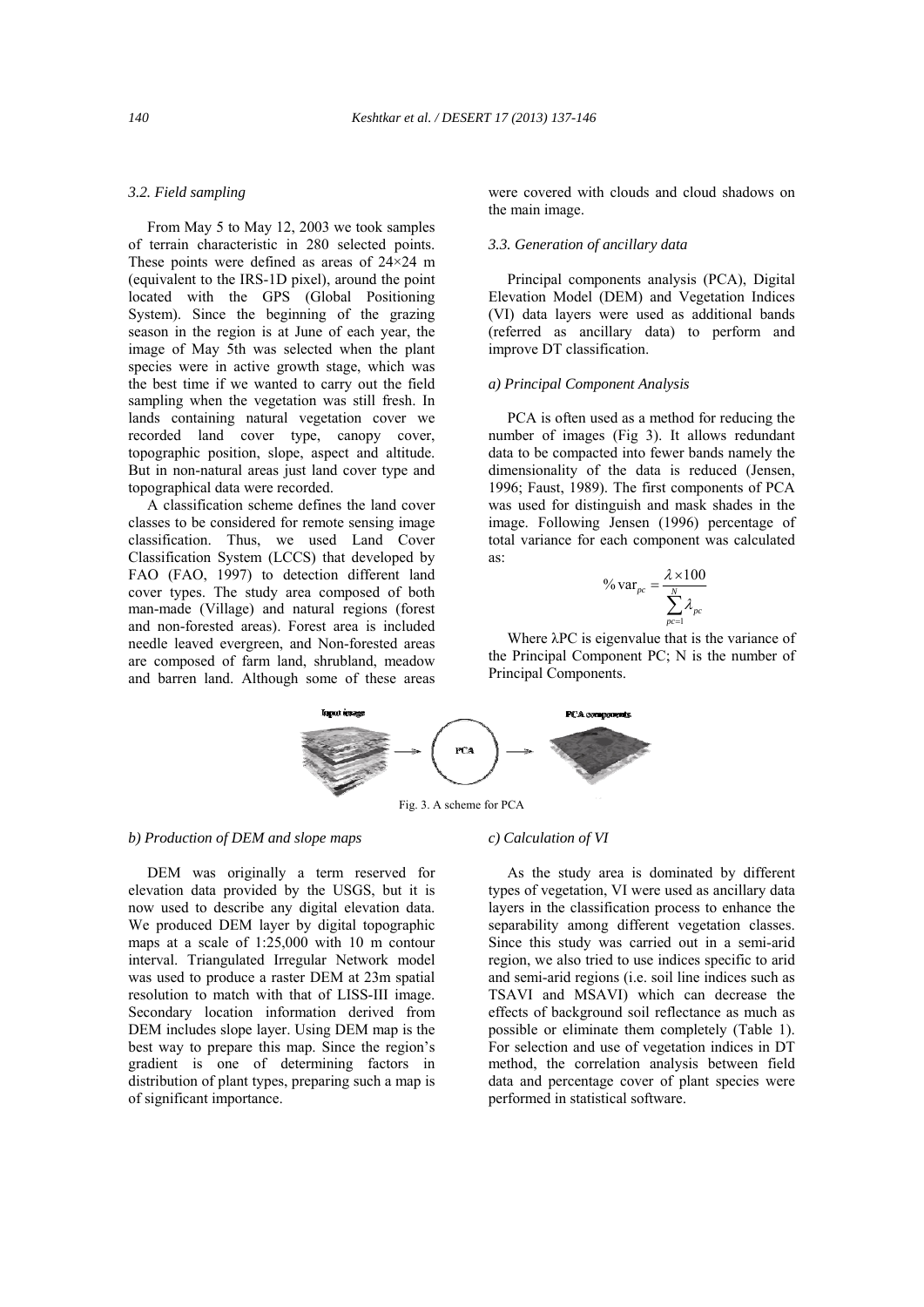### 3.2. Field sampling

From May 5 to May 12, 2003 we took samples of terrain characteristic in 280 selected points. These points were defined as areas of 24×24 m (equivalent to the IRS-1D pixel), around the point located with the GPS (Global Positioning System). Since the beginning of the grazing season in the region is at June of each year, the image of May 5th was selected when the plant species were in active growth stage, which was the best time if we wanted to carry out the field sampling when the vegetation was still fresh. In lands containing natural vegetation cover we recorded land cover type, canopy cover, topographic position, slope, aspect and altitude. But in non-natural areas just land cover type and topographical data were recorded.

A classification scheme defines the land cover classes to be considered for remote sensing image classification. Thus, we used Land Cover Classification System (LCCS) that developed by FAO (FAO, 1997) to detection different land cover types. The study area composed of both man-made (Village) and natural regions (forest and non-forested areas). Forest area is included needle leaved evergreen, and Non-forested areas are composed of farm land, shrubland, meadow and barren land. Although some of these areas were covered with clouds and cloud shadows on the main image.

### 3.3. Generation of ancillary data

Principal components analysis (PCA), Digital Elevation Model (DEM) and Vegetation Indices (VI) data layers were used as additional bands (referred as ancillary data) to perform and improve DT classification.

#### a) Principal Component Analysis

PCA is often used as a method for reducing the number of images (Fig 3). It allows redundant data to be compacted into fewer bands namely the dimensionality of the data is reduced (Jensen, 1996; Faust, 1989). The first components of PCA was used for distinguish and mask shades in the image. Following Jensen (1996) percentage of total variance for each component was calculated as:

$$\% \operatorname{var}_{pc} = \frac{\lambda \times 100}{\sum_{pc=1}^{N} \lambda_{pc}}$$

Where $\lambda$PC is eigenvalue that is the variance of the Principal Component PC; N is the number of Principal Components.

Fig. 3. A scheme for PCA

#### b) Production of DEM and slope maps

DEM was originally a term reserved for elevation data provided by the USGS, but it is now used to describe any digital elevation data. We produced DEM layer by digital topographic maps at a scale of 1:25,000 with 10 m contour interval. Triangulated Irregular Network model was used to produce a raster DEM at 23m spatial resolution to match with that of LISS-III image. Secondary location information derived from DEM includes slope layer. Using DEM map is the best way to prepare this map. Since the region's gradient is one of determining factors in distribution of plant types, preparing such a map is of significant importance.

#### c) Calculation of VI

As the study area is dominated by different types of vegetation, VI were used as ancillary data layers in the classification process to enhance the separability among different vegetation classes. Since this study was carried out in a semi-arid region, we also tried to use indices specific to arid and semi-arid regions (i.e. soil line indices such as TSAVI and MSAVI) which can decrease the effects of background soil reflectance as much as possible or eliminate them completely (Table 1). For selection and use of vegetation indices in DT method, the correlation analysis between field data and percentage cover of plant species were performed in statistical software.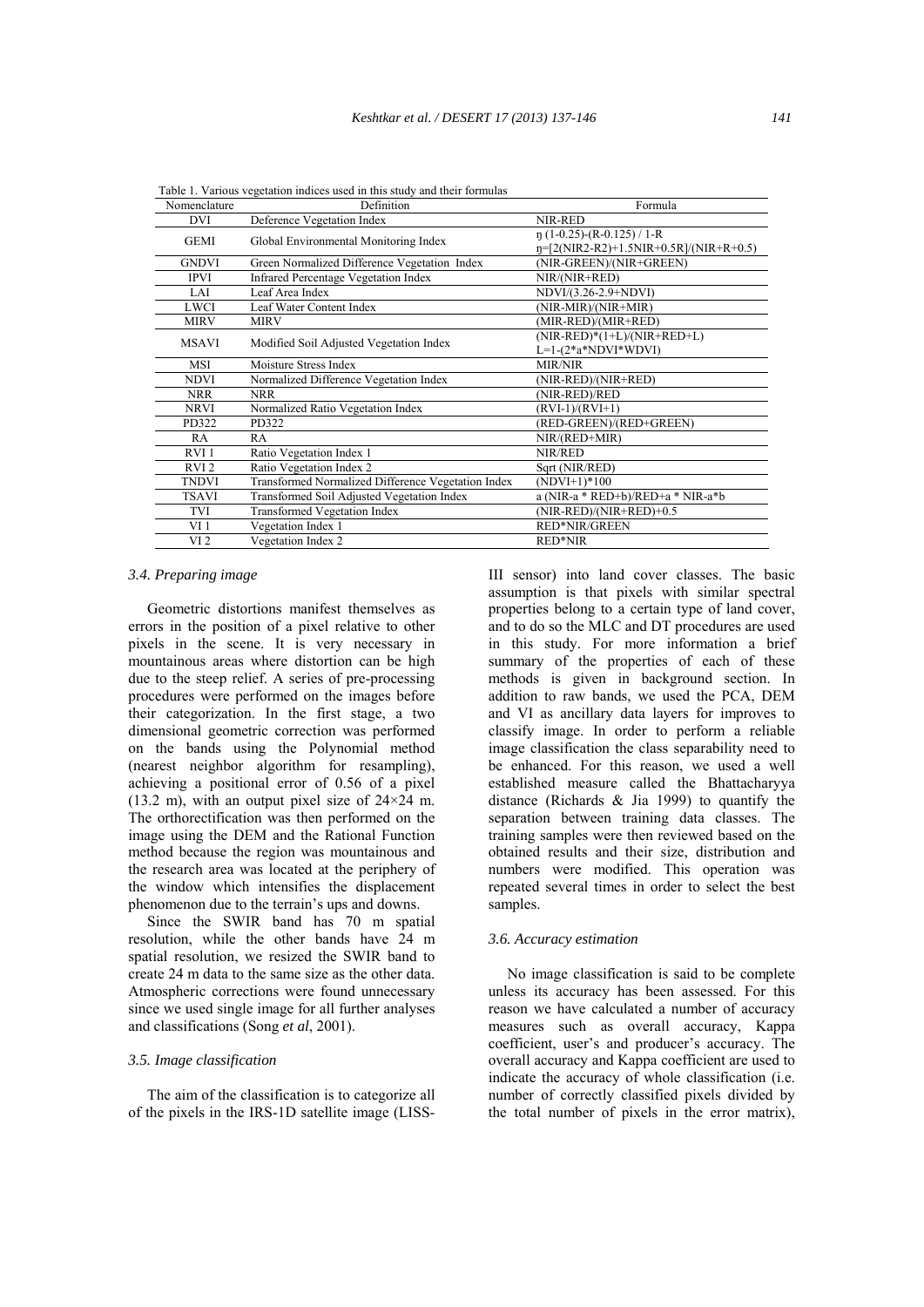Table 1. Various vegetation indices used in this study and their formulas

| Nomenclature | Definition | Formula |
|---|---|---|
| DVI | Deference Vegetation Index | NIR-RED |
| GEMI | Global Environmental Monitoring Index | ŋ (1-0.25)-(R-0.125) / 1-R<br>ŋ=[2(NIR2-R2)+1.5NIR+0.5R]/(NIR+R+0.5) |
| GNDVI | Green Normalized Difference Vegetation Index | (NIR-GREEN)/(NIR+GREEN) |
| IPVI | Infrared Percentage Vegetation Index | NIR/(NIR+RED) |
| LAI | Leaf Area Index | NDVI/(3.26-2.9+NDVI) |
| LWCI | Leaf Water Content Index | (NIR-MIR)/(NIR+MIR) |
| MIRV | MIRV | (MIR-RED)/(MIR+RED) |
| MSAVI | Modified Soil Adjusted Vegetation Index | (NIR-RED)*(1+L)/(NIR+RED+L)<br>L=1-(2*a*NDVI*WDVI) |
| MSI | Moisture Stress Index | MIR/NIR |
| NDVI | Normalized Difference Vegetation Index | (NIR-RED)/(NIR+RED) |
| NRR | NRR | (NIR-RED)/RED |
| NRVI | Normalized Ratio Vegetation Index | (RVI-1)/(RVI+1) |
| PD322 | PD322 | (RED-GREEN)/(RED+GREEN) |
| RA | RA | NIR/(RED+MIR) |
| RVI 1 | Ratio Vegetation Index 1 | NIR/RED |
| RVI 2 | Ratio Vegetation Index 2 | Sqrt (NIR/RED) |
| TNDVI | Transformed Normalized Difference Vegetation Index | (NDVI+1)*100 |
| TSAVI | Transformed Soil Adjusted Vegetation Index | a (NIR-a * RED+b)/RED+a * NIR-a*b |
| TVI | Transformed Vegetation Index | (NIR-RED)/(NIR+RED)+0.5 |
| VI 1 | Vegetation Index 1 | RED*NIR/GREEN |
| VI 2 | Vegetation Index 2 | RED*NIR |

### *3.4. Preparing image*

Geometric distortions manifest themselves as errors in the position of a pixel relative to other pixels in the scene. It is very necessary in mountainous areas where distortion can be high due to the steep relief. A series of pre-processing procedures were performed on the images before their categorization. In the first stage, a two dimensional geometric correction was performed on the bands using the Polynomial method (nearest neighbor algorithm for resampling), achieving a positional error of 0.56 of a pixel (13.2 m), with an output pixel size of 24×24 m. The orthorectification was then performed on the image using the DEM and the Rational Function method because the region was mountainous and the research area was located at the periphery of the window which intensifies the displacement phenomenon due to the terrain's ups and downs.

Since the SWIR band has 70 m spatial resolution, while the other bands have 24 m spatial resolution, we resized the SWIR band to create 24 m data to the same size as the other data. Atmospheric corrections were found unnecessary since we used single image for all further analyses and classifications (Song *et al*, 2001).

### *3.5. Image classification*

The aim of the classification is to categorize all of the pixels in the IRS-1D satellite image (LISS-III sensor) into land cover classes. The basic assumption is that pixels with similar spectral properties belong to a certain type of land cover, and to do so the MLC and DT procedures are used in this study. For more information a brief summary of the properties of each of these methods is given in background section. In addition to raw bands, we used the PCA, DEM and VI as ancillary data layers for improves to classify image. In order to perform a reliable image classification the class separability need to be enhanced. For this reason, we used a well established measure called the Bhattacharyya distance (Richards & Jia 1999) to quantify the separation between training data classes. The training samples were then reviewed based on the obtained results and their size, distribution and numbers were modified. This operation was repeated several times in order to select the best samples.

### *3.6. Accuracy estimation*

No image classification is said to be complete unless its accuracy has been assessed. For this reason we have calculated a number of accuracy measures such as overall accuracy, Kappa coefficient, user's and producer's accuracy. The overall accuracy and Kappa coefficient are used to indicate the accuracy of whole classification (i.e. number of correctly classified pixels divided by the total number of pixels in the error matrix),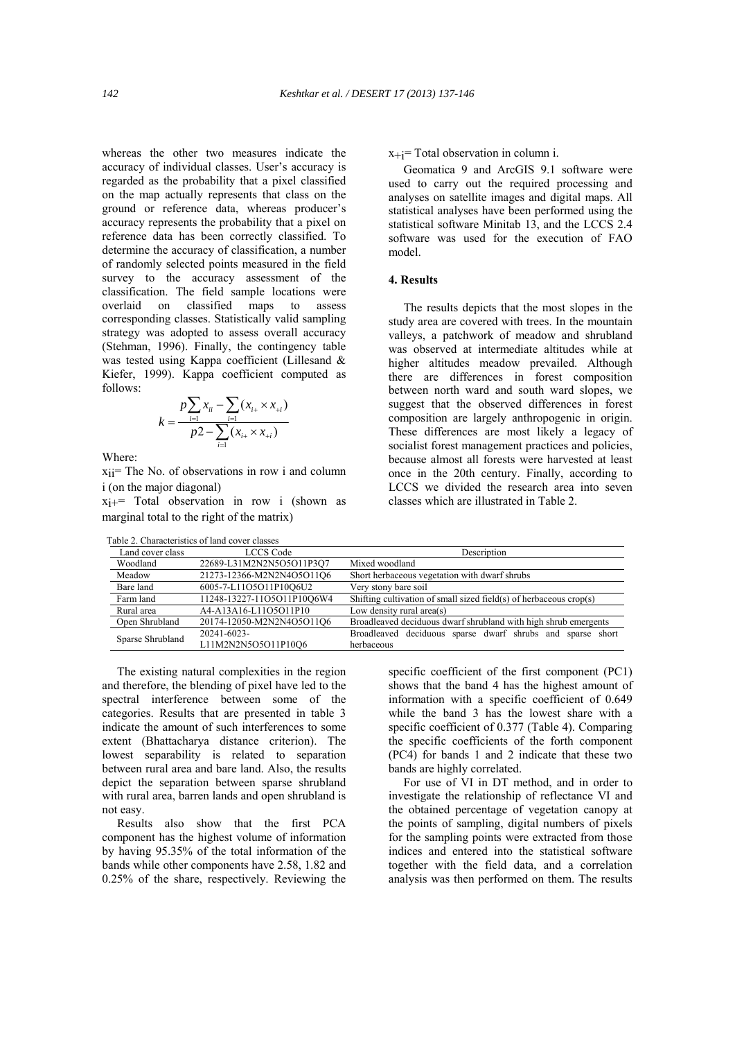whereas the other two measures indicate the accuracy of individual classes. User's accuracy is regarded as the probability that a pixel classified on the map actually represents that class on the ground or reference data, whereas producer's accuracy represents the probability that a pixel on reference data has been correctly classified. To determine the accuracy of classification, a number of randomly selected points measured in the field survey to the accuracy assessment of the classification. The field sample locations were overlaid on classified maps to assess corresponding classes. Statistically valid sampling strategy was adopted to assess overall accuracy (Stehman, 1996). Finally, the contingency table was tested using Kappa coefficient (Lillesand & Kiefer, 1999). Kappa coefficient computed as follows:

$$k = \frac{p\sum_{i=1} x_{ii} - \sum_{i=1} (x_{i+} \times x_{+i})}{p2 - \sum_{i=1} (x_{i+} \times x_{+i})}$$

Where:

$x_{ii}$= The No. of observations in row i and column i (on the major diagonal)

$x_{i+}$= Total observation in row i (shown as marginal total to the right of the matrix)

$x_{+i}$= Total observation in column i.

Geomatica 9 and ArcGIS 9.1 software were used to carry out the required processing and analyses on satellite images and digital maps. All statistical analyses have been performed using the statistical software Minitab 13, and the LCCS 2.4 software was used for the execution of FAO model.

## 4. Results

The results depicts that the most slopes in the study area are covered with trees. In the mountain valleys, a patchwork of meadow and shrubland was observed at intermediate altitudes while at higher altitudes meadow prevailed. Although there are differences in forest composition between north ward and south ward slopes, we suggest that the observed differences in forest composition are largely anthropogenic in origin. These differences are most likely a legacy of socialist forest management practices and policies, because almost all forests were harvested at least once in the 20th century. Finally, according to LCCS we divided the research area into seven classes which are illustrated in Table 2.

Table 2. Characteristics of land cover classes

| Land cover class | LCCS Code | Description |
|---|---|---|
| Woodland | 22689-L31M2N2N5O5O11P3Q7 | Mixed woodland |
| Meadow | 21273-12366-M2N2N4O5O11Q6 | Short herbaceous vegetation with dwarf shrubs |
| Bare land | 6005-7-L11O5O11P10Q6U2 | Very stony bare soil |
| Farm land | 11248-13227-11O5O11P10Q6W4 | Shifting cultivation of small sized field(s) of herbaceous crop(s) |
| Rural area | A4-A13A16-L11O5O11P10 | Low density rural area(s) |
| Open Shrubland | 20174-12050-M2N2N4O5O11Q6 | Broadleaved deciduous dwarf shrubland with high shrub emergents |
| Sparse Shrubland | 20241-6023-L11M2N2N5O5O11P10Q6 | Broadleaved deciduous sparse dwarf shrubs and sparse short herbaceous |

The existing natural complexities in the region and therefore, the blending of pixel have led to the spectral interference between some of the categories. Results that are presented in table 3 indicate the amount of such interferences to some extent (Bhattacharya distance criterion). The lowest separability is related to separation between rural area and bare land. Also, the results depict the separation between sparse shrubland with rural area, barren lands and open shrubland is not easy.

Results also show that the first PCA component has the highest volume of information by having 95.35% of the total information of the bands while other components have 2.58, 1.82 and 0.25% of the share, respectively. Reviewing the specific coefficient of the first component (PC1) shows that the band 4 has the highest amount of information with a specific coefficient of 0.649 while the band 3 has the lowest share with a specific coefficient of 0.377 (Table 4). Comparing the specific coefficients of the forth component (PC4) for bands 1 and 2 indicate that these two bands are highly correlated.

For use of VI in DT method, and in order to investigate the relationship of reflectance VI and the obtained percentage of vegetation canopy at the points of sampling, digital numbers of pixels for the sampling points were extracted from those indices and entered into the statistical software together with the field data, and a correlation analysis was then performed on them. The results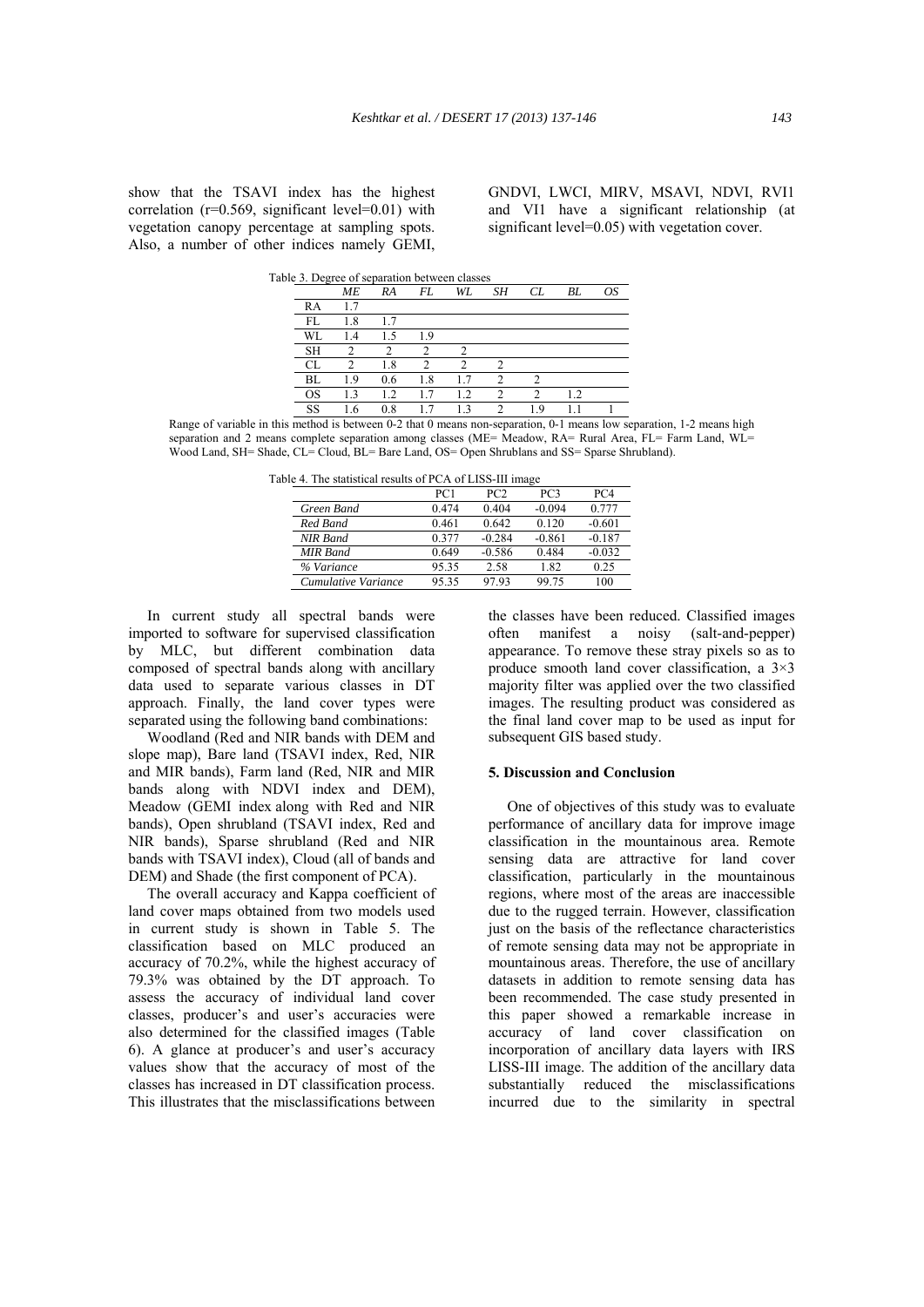show that the TSAVI index has the highest correlation (r=0.569, significant level=0.01) with vegetation canopy percentage at sampling spots. Also, a number of other indices namely GEMI, GNDVI, LWCI, MIRV, MSAVI, NDVI, RVI1 and VI1 have a significant relationship (at significant level=0.05) with vegetation cover.

Table 3. Degree of separation between classes

| | *ME* | *RA* | *FL* | *WL* | *SH* | *CL* | *BL* | *OS* |
|---|---|---|---|---|---|---|---|---|
| RA | 1.7 | | | | | | | |
| FL | 1.8 | 1.7 | | | | | | |
| WL | 1.4 | 1.5 | 1.9 | | | | | |
| SH | 2 | 2 | 2 | 2 | | | | |
| CL | 2 | 1.8 | 2 | 2 | 2 | | | |
| BL | 1.9 | 0.6 | 1.8 | 1.7 | 2 | 2 | | |
| OS | 1.3 | 1.2 | 1.7 | 1.2 | 2 | 2 | 1.2 | |
| SS | 1.6 | 0.8 | 1.7 | 1.3 | 2 | 1.9 | 1.1 | 1 |

Range of variable in this method is between 0-2 that 0 means non-separation, 0-1 means low separation, 1-2 means high separation and 2 means complete separation among classes (ME= Meadow, RA= Rural Area, FL= Farm Land, WL= Wood Land, SH= Shade, CL= Cloud, BL= Bare Land, OS= Open Shrublans and SS= Sparse Shrubland).

Table 4. The statistical results of PCA of LISS-III image

| | PC1 | PC2 | PC3 | PC4 |
|---|---|---|---|---|
| *Green Band* | 0.474 | 0.404 | -0.094 | 0.777 |
| *Red Band* | 0.461 | 0.642 | 0.120 | -0.601 |
| *NIR Band* | 0.377 | -0.284 | -0.861 | -0.187 |
| *MIR Band* | 0.649 | -0.586 | 0.484 | -0.032 |
| *% Variance* | 95.35 | 2.58 | 1.82 | 0.25 |
| *Cumulative Variance* | 95.35 | 97.93 | 99.75 | 100 |

In current study all spectral bands were imported to software for supervised classification by MLC, but different combination data composed of spectral bands along with ancillary data used to separate various classes in DT approach. Finally, the land cover types were separated using the following band combinations:

Woodland (Red and NIR bands with DEM and slope map), Bare land (TSAVI index, Red, NIR and MIR bands), Farm land (Red, NIR and MIR bands along with NDVI index and DEM), Meadow (GEMI index along with Red and NIR bands), Open shrubland (TSAVI index, Red and NIR bands), Sparse shrubland (Red and NIR bands with TSAVI index), Cloud (all of bands and DEM) and Shade (the first component of PCA).

The overall accuracy and Kappa coefficient of land cover maps obtained from two models used in current study is shown in Table 5. The classification based on MLC produced an accuracy of 70.2%, while the highest accuracy of 79.3% was obtained by the DT approach. To assess the accuracy of individual land cover classes, producer's and user's accuracies were also determined for the classified images (Table 6). A glance at producer's and user's accuracy values show that the accuracy of most of the classes has increased in DT classification process. This illustrates that the misclassifications between the classes have been reduced. Classified images often manifest a noisy (salt-and-pepper) appearance. To remove these stray pixels so as to produce smooth land cover classification, a 3×3 majority filter was applied over the two classified images. The resulting product was considered as the final land cover map to be used as input for subsequent GIS based study.

## 5. Discussion and Conclusion

One of objectives of this study was to evaluate performance of ancillary data for improve image classification in the mountainous area. Remote sensing data are attractive for land cover classification, particularly in the mountainous regions, where most of the areas are inaccessible due to the rugged terrain. However, classification just on the basis of the reflectance characteristics of remote sensing data may not be appropriate in mountainous areas. Therefore, the use of ancillary datasets in addition to remote sensing data has been recommended. The case study presented in this paper showed a remarkable increase in accuracy of land cover classification on incorporation of ancillary data layers with IRS LISS-III image. The addition of the ancillary data substantially reduced the misclassifications incurred due to the similarity in spectral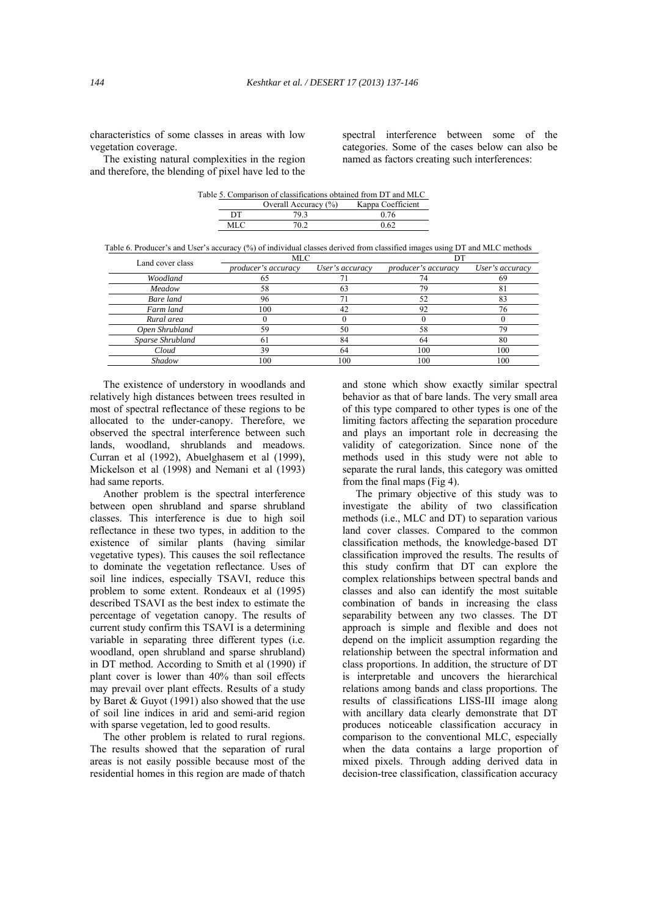characteristics of some classes in areas with low vegetation coverage.

The existing natural complexities in the region and therefore, the blending of pixel have led to the spectral interference between some of the categories. Some of the cases below can also be named as factors creating such interferences:

Table 5. Comparison of classifications obtained from DT and MLC

| | Overall Accuracy (%) | Kappa Coefficient |
|---|---|---|
| DT | 79.3 | 0.76 |
| MLC | 70.2 | 0.62 |

Table 6. Producer's and User's accuracy (%) of individual classes derived from classified images using DT and MLC methods

| Land cover class | MLC | | DT | |
|---|---|---|---|---|
| | *producer's accuracy* | *User's accuracy* | *producer's accuracy* | *User's accuracy* |
| *Woodland* | 65 | 71 | 74 | 69 |
| *Meadow* | 58 | 63 | 79 | 81 |
| *Bare land* | 96 | 71 | 52 | 83 |
| *Farm land* | 100 | 42 | 92 | 76 |
| *Rural area* | 0 | 0 | 0 | 0 |
| *Open Shrubland* | 59 | 50 | 58 | 79 |
| *Sparse Shrubland* | 61 | 84 | 64 | 80 |
| *Cloud* | 39 | 64 | 100 | 100 |
| *Shadow* | 100 | 100 | 100 | 100 |

The existence of understory in woodlands and relatively high distances between trees resulted in most of spectral reflectance of these regions to be allocated to the under-canopy. Therefore, we observed the spectral interference between such lands, woodland, shrublands and meadows. Curran et al (1992), Abuelghasem et al (1999), Mickelson et al (1998) and Nemani et al (1993) had same reports.

Another problem is the spectral interference between open shrubland and sparse shrubland classes. This interference is due to high soil reflectance in these two types, in addition to the existence of similar plants (having similar vegetative types). This causes the soil reflectance to dominate the vegetation reflectance. Uses of soil line indices, especially TSAVI, reduce this problem to some extent. Rondeaux et al (1995) described TSAVI as the best index to estimate the percentage of vegetation canopy. The results of current study confirm this TSAVI is a determining variable in separating three different types (i.e. woodland, open shrubland and sparse shrubland) in DT method. According to Smith et al (1990) if plant cover is lower than 40% than soil effects may prevail over plant effects. Results of a study by Baret & Guyot (1991) also showed that the use of soil line indices in arid and semi-arid region with sparse vegetation, led to good results.

The other problem is related to rural regions. The results showed that the separation of rural areas is not easily possible because most of the residential homes in this region are made of thatch and stone which show exactly similar spectral behavior as that of bare lands. The very small area of this type compared to other types is one of the limiting factors affecting the separation procedure and plays an important role in decreasing the validity of categorization. Since none of the methods used in this study were not able to separate the rural lands, this category was omitted from the final maps (Fig 4).

The primary objective of this study was to investigate the ability of two classification methods (i.e., MLC and DT) to separation various land cover classes. Compared to the common classification methods, the knowledge-based DT classification improved the results. The results of this study confirm that DT can explore the complex relationships between spectral bands and classes and also can identify the most suitable combination of bands in increasing the class separability between any two classes. The DT approach is simple and flexible and does not depend on the implicit assumption regarding the relationship between the spectral information and class proportions. In addition, the structure of DT is interpretable and uncovers the hierarchical relations among bands and class proportions. The results of classifications LISS-III image along with ancillary data clearly demonstrate that DT produces noticeable classification accuracy in comparison to the conventional MLC, especially when the data contains a large proportion of mixed pixels. Through adding derived data in decision-tree classification, classification accuracy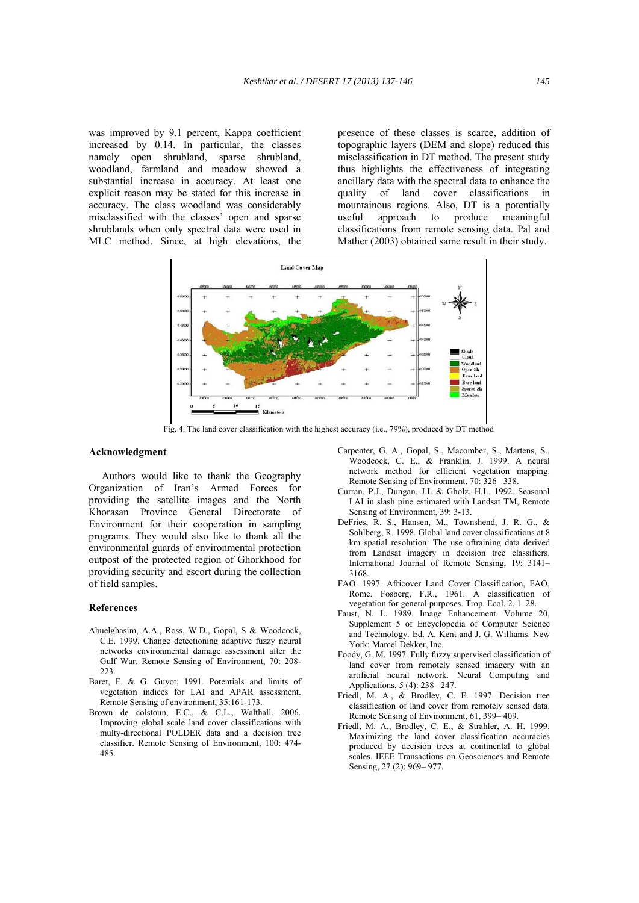was improved by 9.1 percent, Kappa coefficient increased by 0.14. In particular, the classes namely open shrubland, sparse shrubland, woodland, farmland and meadow showed a substantial increase in accuracy. At least one explicit reason may be stated for this increase in accuracy. The class woodland was considerably misclassified with the classes' open and sparse shrublands when only spectral data were used in MLC method. Since, at high elevations, the presence of these classes is scarce, addition of topographic layers (DEM and slope) reduced this misclassification in DT method. The present study thus highlights the effectiveness of integrating ancillary data with the spectral data to enhance the quality of land cover classifications in mountainous regions. Also, DT is a potentially useful approach to produce meaningful classifications from remote sensing data. Pal and Mather (2003) obtained same result in their study.

Fig. 4. The land cover classification with the highest accuracy (i.e., 79%), produced by DT method

## Acknowledgment

Authors would like to thank the Geography Organization of Iran's Armed Forces for providing the satellite images and the North Khorasan Province General Directorate of Environment for their cooperation in sampling programs. They would also like to thank all the environmental guards of environmental protection outpost of the protected region of Ghorkhood for providing security and escort during the collection of field samples.

## References

Abuelghasim, A.A., Ross, W.D., Gopal, S & Woodcock, C.E. 1999. Change detectiong adaptive fuzzy neural networks environmental damage assessment after the Gulf War. Remote Sensing of Environment, 70: 208-223.

Baret, F. & G. Guyot, 1991. Potentials and limits of vegetation indices for LAI and APAR assessment. Remote Sensing of environment, 35:161-173.

Brown de colstoun, E.C., & C.L., Walthall. 2006. Improving global scale land cover classifications with multy-directional POLDER data and a decision tree classifier. Remote Sensing of Environment, 100: 474-485.

Carpenter, G. A., Gopal, S., Macomber, S., Martens, S., Woodcock, C. E., & Franklin, J. 1999. A neural network method for efficient vegetation mapping. Remote Sensing of Environment, 70: 326– 338.

Curran, P.J., Dungan, J.L & Gholz, H.L. 1992. Seasonal LAI in slash pine estimated with Landsat TM, Remote Sensing of Environment, 39: 3-13.

DeFries, R. S., Hansen, M., Townshend, J. R. G., & Sohlberg, R. 1998. Global land cover classifications at 8 km spatial resolution: The use oftraining data derived from Landsat imagery in decision tree classifiers. International Journal of Remote Sensing, 19: 3141–3168.

FAO. 1997. Africover Land Cover Classification, FAO, Rome. Fosberg, F.R., 1961. A classification of vegetation for general purposes. Trop. Ecol. 2, 1–28.

Faust, N. L. 1989. Image Enhancement. Volume 20, Supplement 5 of Encyclopedia of Computer Science and Technology. Ed. A. Kent and J. G. Williams. New York: Marcel Dekker, Inc.

Foody, G. M. 1997. Fully fuzzy supervised classification of land cover from remotely sensed imagery with an artificial neural network. Neural Computing and Applications, 5 (4): 238– 247.

Friedl, M. A., & Brodley, C. E. 1997. Decision tree classification of land cover from remotely sensed data. Remote Sensing of Environment, 61, 399– 409.

Friedl, M. A., Brodley, C. E., & Strahler, A. H. 1999. Maximizing the land cover classification accuracies produced by decision trees at continental to global scales. IEEE Transactions on Geosciences and Remote Sensing, 27 (2): 969– 977.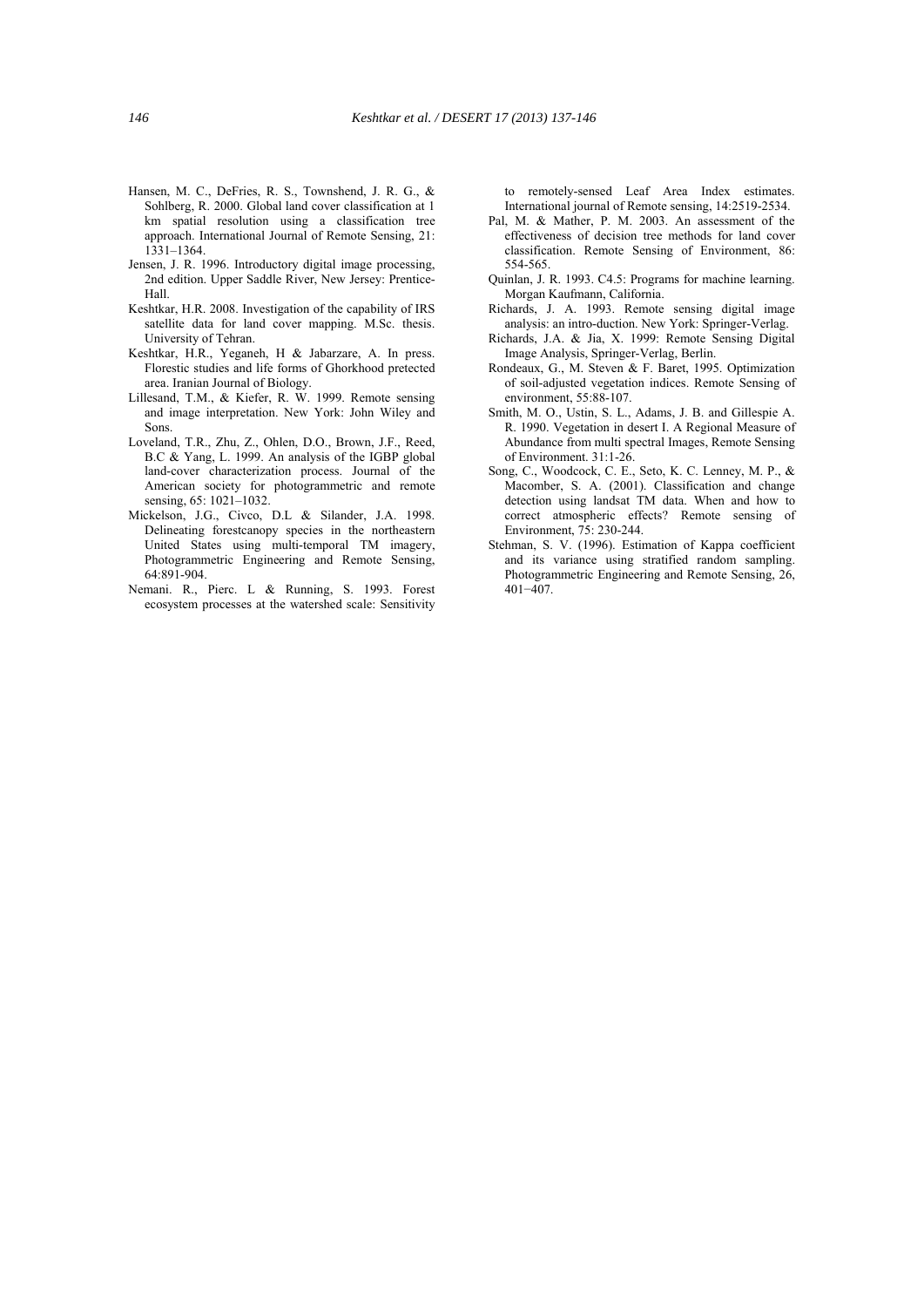Hansen, M. C., DeFries, R. S., Townshend, J. R. G., & Sohlberg, R. 2000. Global land cover classification at 1 km spatial resolution using a classification tree approach. International Journal of Remote Sensing, 21: 1331–1364.

Jensen, J. R. 1996. Introductory digital image processing, 2nd edition. Upper Saddle River, New Jersey: Prentice-Hall.

Keshtkar, H.R. 2008. Investigation of the capability of IRS satellite data for land cover mapping. M.Sc. thesis. University of Tehran.

Keshtkar, H.R., Yeganeh, H & Jabarzare, A. In press. Florestic studies and life forms of Ghorkhood pretected area. Iranian Journal of Biology.

Lillesand, T.M., & Kiefer, R. W. 1999. Remote sensing and image interpretation. New York: John Wiley and Sons.

Loveland, T.R., Zhu, Z., Ohlen, D.O., Brown, J.F., Reed, B.C & Yang, L. 1999. An analysis of the IGBP global land-cover characterization process. Journal of the American society for photogrammetric and remote sensing, 65: 1021–1032.

Mickelson, J.G., Civco, D.L & Silander, J.A. 1998. Delineating forestcanopy species in the northeastern United States using multi-temporal TM imagery, Photogrammetric Engineering and Remote Sensing, 64:891-904.

Nemani. R., Pierc. L & Running, S. 1993. Forest ecosystem processes at the watershed scale: Sensitivity to remotely-sensed Leaf Area Index estimates. International journal of Remote sensing, 14:2519-2534.

Pal, M. & Mather, P. M. 2003. An assessment of the effectiveness of decision tree methods for land cover classification. Remote Sensing of Environment, 86: 554-565.

Quinlan, J. R. 1993. C4.5: Programs for machine learning. Morgan Kaufmann, California.

Richards, J. A. 1993. Remote sensing digital image analysis: an intro-duction. New York: Springer-Verlag.

Richards, J.A. & Jia, X. 1999: Remote Sensing Digital Image Analysis, Springer-Verlag, Berlin.

Rondeaux, G., M. Steven & F. Baret, 1995. Optimization of soil-adjusted vegetation indices. Remote Sensing of environment, 55:88-107.

Smith, M. O., Ustin, S. L., Adams, J. B. and Gillespie A. R. 1990. Vegetation in desert I. A Regional Measure of Abundance from multi spectral Images, Remote Sensing of Environment. 31:1-26.

Song, C., Woodcock, C. E., Seto, K. C. Lenney, M. P., & Macomber, S. A. (2001). Classification and change detection using landsat TM data. When and how to correct atmospheric effects? Remote sensing of Environment, 75: 230-244.

Stehman, S. V. (1996). Estimation of Kappa coefficient and its variance using stratified random sampling. Photogrammetric Engineering and Remote Sensing, 26, 401−407.